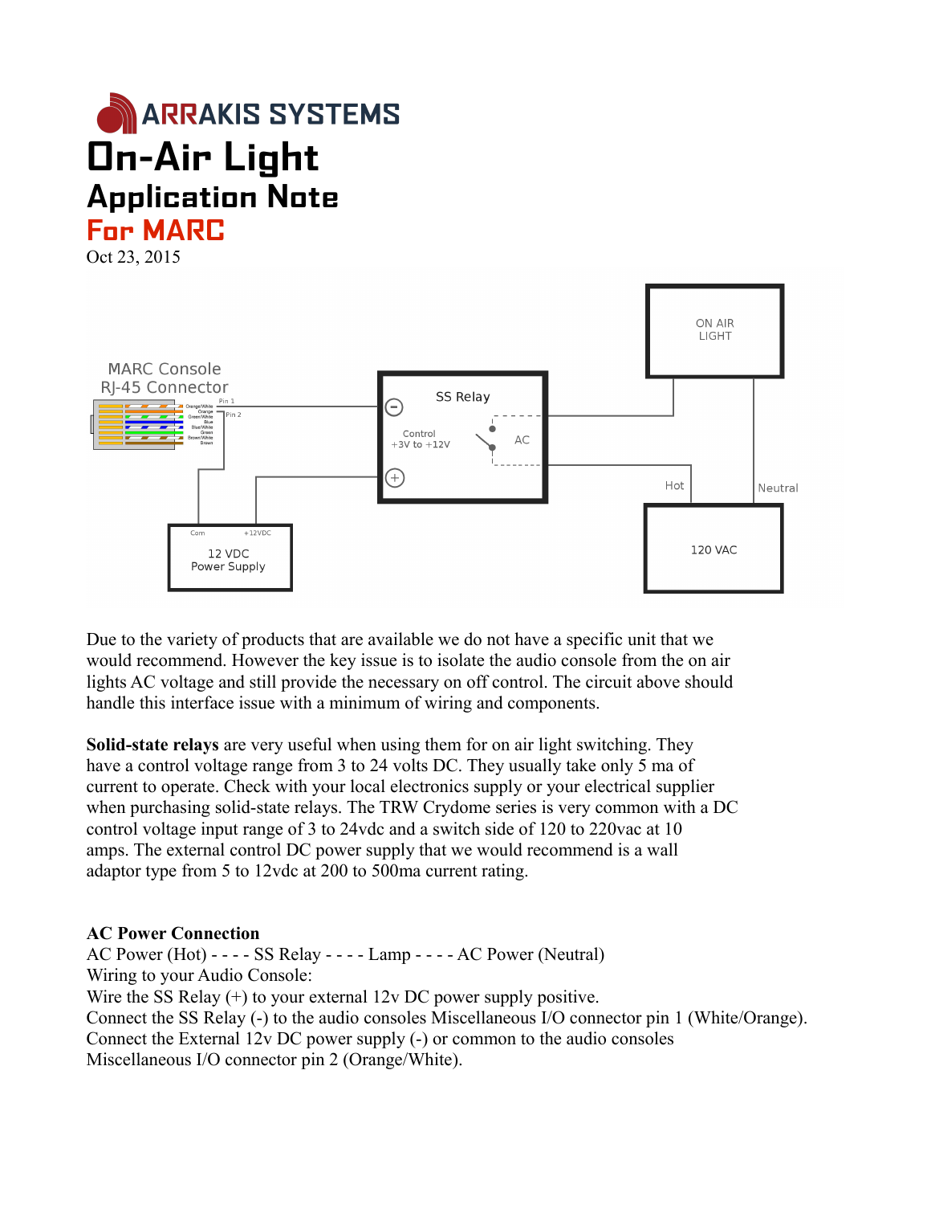# ARRAKIS SYSTEMS

# On-Air Light

## Application Note

## For MARC

Oct 23, 2015

Due to the variety of products that are available we do not have a specific unit that we would recommend. However the key issue is to isolate the audio console from the on air lights AC voltage and still provide the necessary on off control. The circuit above should handle this interface issue with a minimum of wiring and components.

**Solid-state relays** are very useful when using them for on air light switching. They have a control voltage range from 3 to 24 volts DC. They usually take only 5 ma of current to operate. Check with your local electronics supply or your electrical supplier when purchasing solid-state relays. The TRW Crydome series is very common with a DC control voltage input range of 3 to 24vdc and a switch side of 120 to 220vac at 10 amps. The external control DC power supply that we would recommend is a wall adaptor type from 5 to 12vdc at 200 to 500ma current rating.

**AC Power Connection**

AC Power (Hot) - - - - SS Relay - - - - Lamp - - - - AC Power (Neutral)

Wiring to your Audio Console:

Wire the SS Relay (+) to your external 12v DC power supply positive.

Connect the SS Relay (-) to the audio consoles Miscellaneous I/O connector pin 1 (White/Orange).

Connect the External 12v DC power supply (-) or common to the audio consoles Miscellaneous I/O connector pin 2 (Orange/White).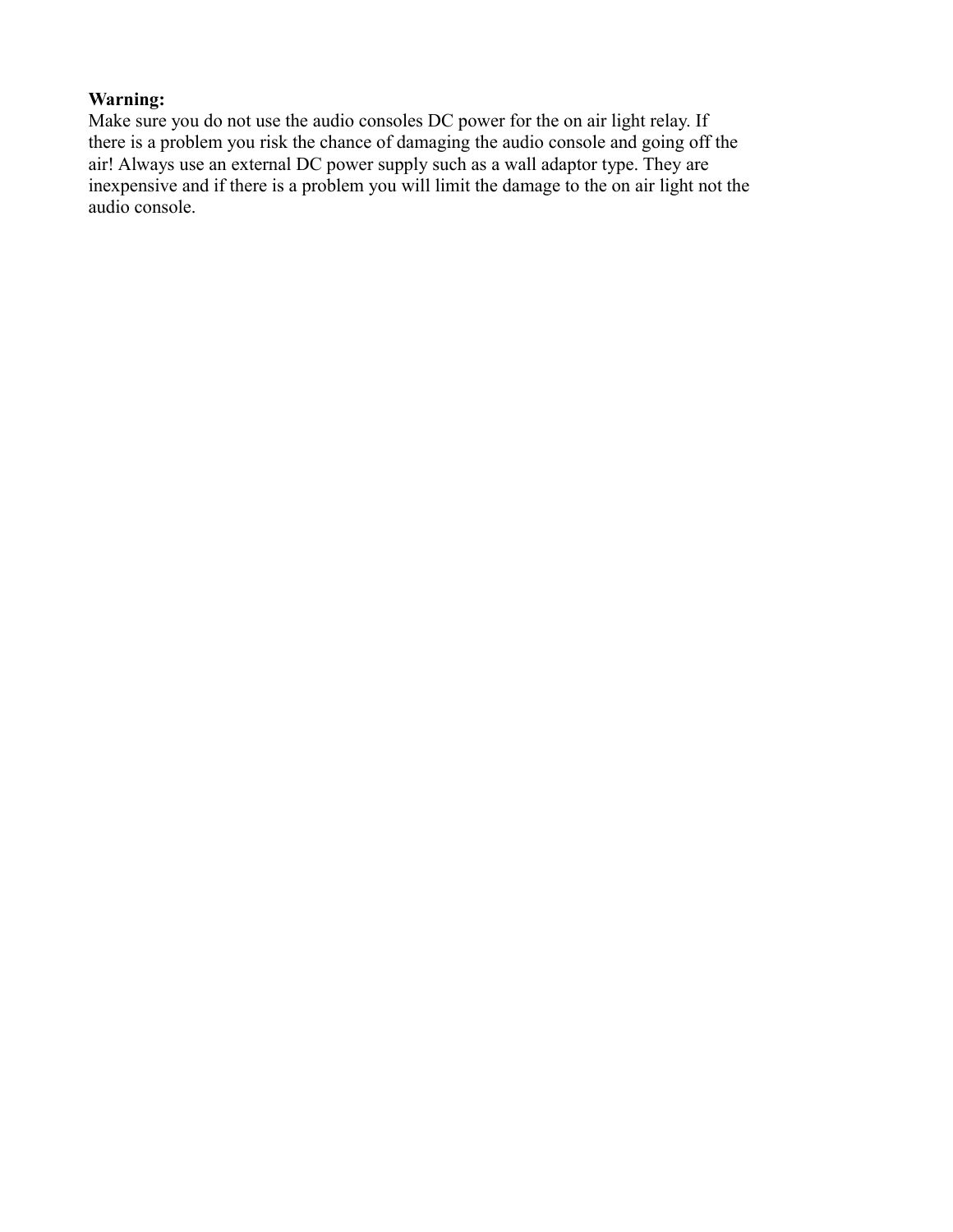**Warning:**
Make sure you do not use the audio consoles DC power for the on air light relay. If there is a problem you risk the chance of damaging the audio console and going off the air! Always use an external DC power supply such as a wall adaptor type. They are inexpensive and if there is a problem you will limit the damage to the on air light not the audio console.